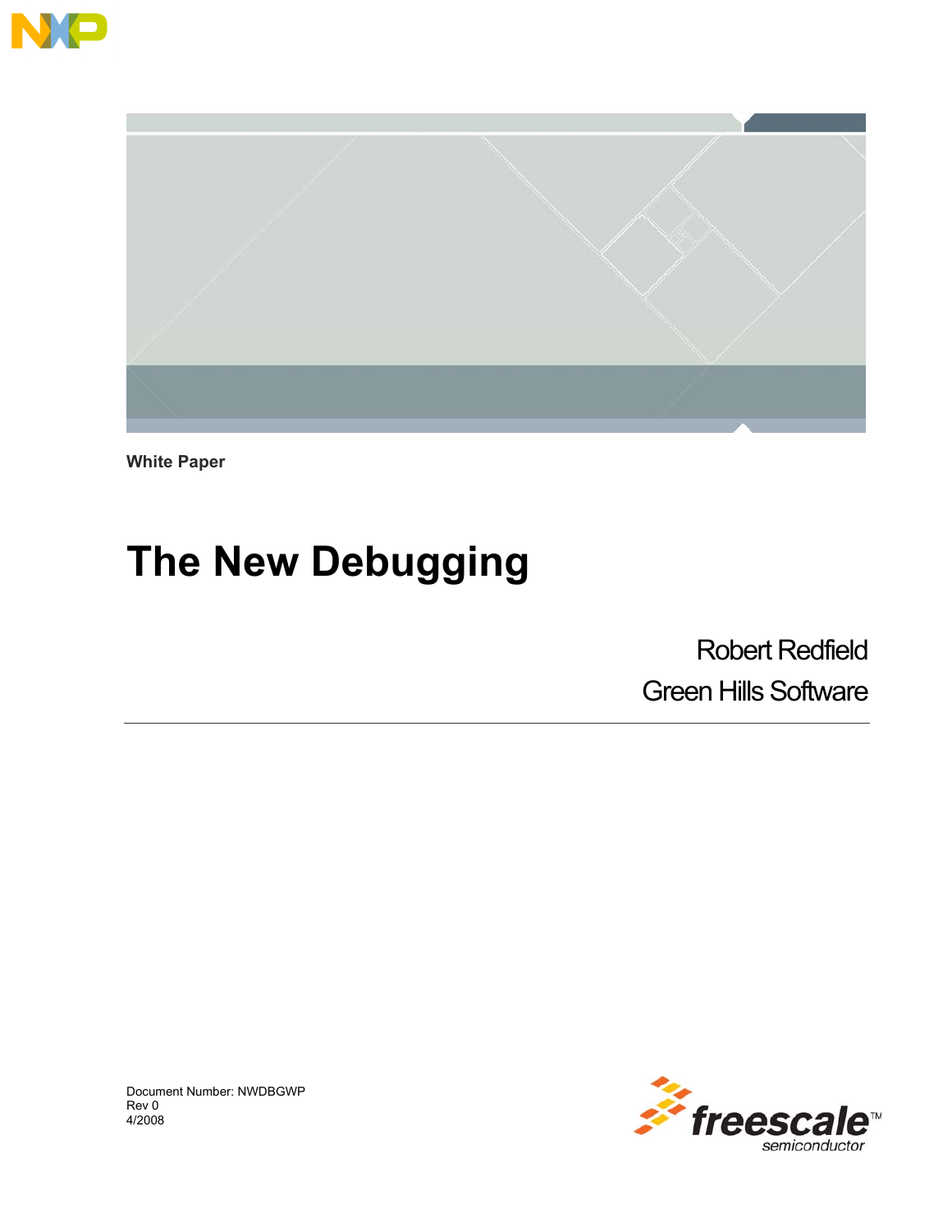White Paper

# The New Debugging

Robert Redfield

Green Hills Software

Document Number: NWDBGWP
Rev 0
4/2008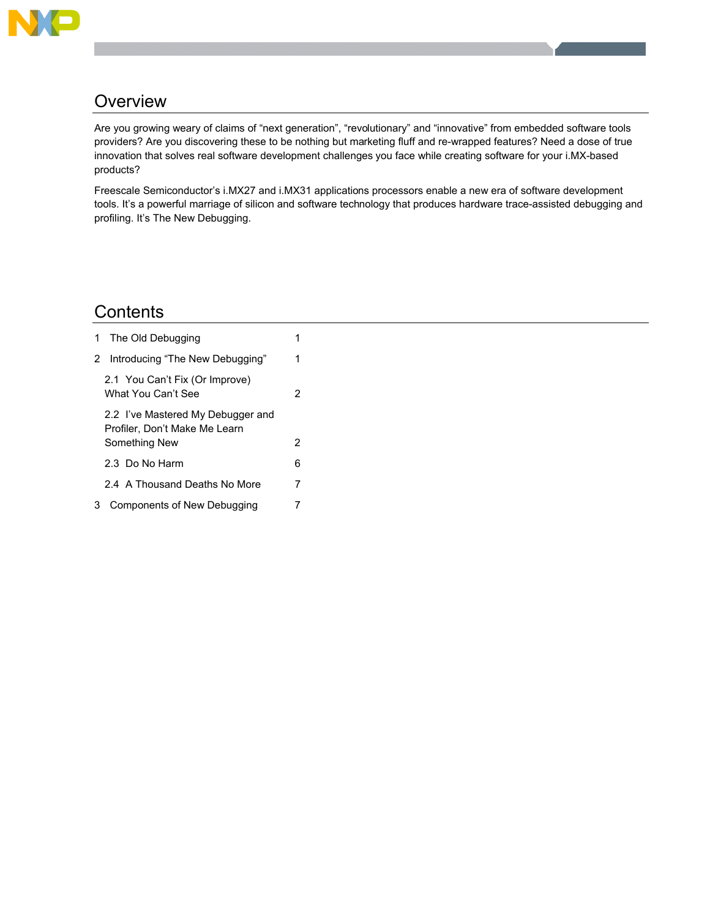## Overview

Are you growing weary of claims of “next generation”, “revolutionary” and “innovative” from embedded software tools providers? Are you discovering these to be nothing but marketing fluff and re-wrapped features? Need a dose of true innovation that solves real software development challenges you face while creating software for your i.MX-based products?

Freescale Semiconductor’s i.MX27 and i.MX31 applications processors enable a new era of software development tools. It’s a powerful marriage of silicon and software technology that produces hardware trace-assisted debugging and profiling. It’s The New Debugging.

## Contents

| | |
|---|---|
| 1 The Old Debugging | 1 |
| 2 Introducing “The New Debugging” | 1 |
| 2.1 You Can’t Fix (Or Improve) What You Can’t See | 2 |
| 2.2 I’ve Mastered My Debugger and Profiler, Don’t Make Me Learn Something New | 2 |
| 2.3 Do No Harm | 6 |
| 2.4 A Thousand Deaths No More | 7 |
| 3 Components of New Debugging | 7 |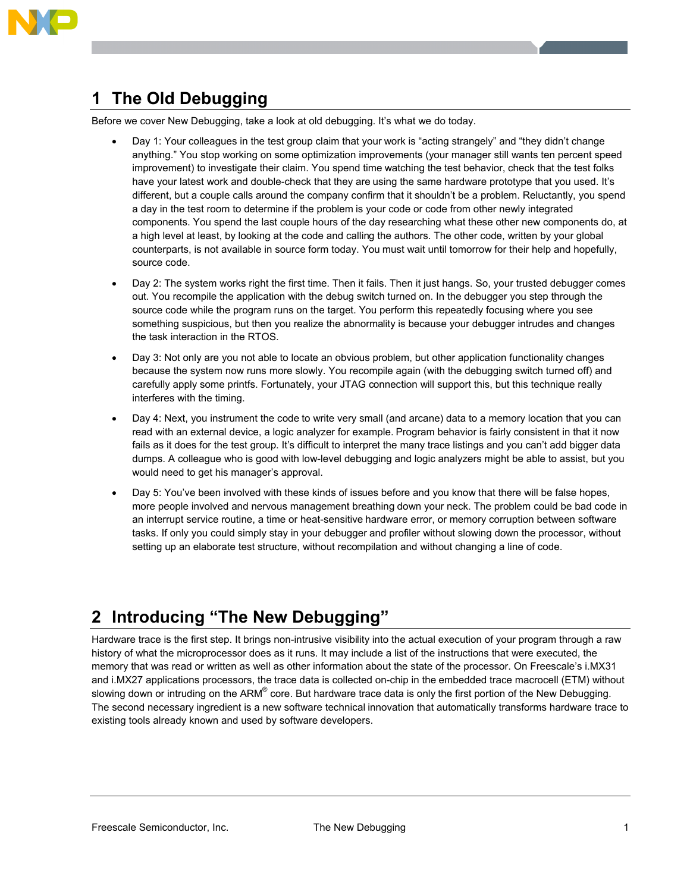# 1 The Old Debugging

Before we cover New Debugging, take a look at old debugging. It's what we do today.

- Day 1: Your colleagues in the test group claim that your work is "acting strangely" and "they didn't change anything." You stop working on some optimization improvements (your manager still wants ten percent speed improvement) to investigate their claim. You spend time watching the test behavior, check that the test folks have your latest work and double-check that they are using the same hardware prototype that you used. It's different, but a couple calls around the company confirm that it shouldn't be a problem. Reluctantly, you spend a day in the test room to determine if the problem is your code or code from other newly integrated components. You spend the last couple hours of the day researching what these other new components do, at a high level at least, by looking at the code and calling the authors. The other code, written by your global counterparts, is not available in source form today. You must wait until tomorrow for their help and hopefully, source code.
- Day 2: The system works right the first time. Then it fails. Then it just hangs. So, your trusted debugger comes out. You recompile the application with the debug switch turned on. In the debugger you step through the source code while the program runs on the target. You perform this repeatedly focusing where you see something suspicious, but then you realize the abnormality is because your debugger intrudes and changes the task interaction in the RTOS.
- Day 3: Not only are you not able to locate an obvious problem, but other application functionality changes because the system now runs more slowly. You recompile again (with the debugging switch turned off) and carefully apply some printfs. Fortunately, your JTAG connection will support this, but this technique really interferes with the timing.
- Day 4: Next, you instrument the code to write very small (and arcane) data to a memory location that you can read with an external device, a logic analyzer for example. Program behavior is fairly consistent in that it now fails as it does for the test group. It's difficult to interpret the many trace listings and you can't add bigger data dumps. A colleague who is good with low-level debugging and logic analyzers might be able to assist, but you would need to get his manager's approval.
- Day 5: You've been involved with these kinds of issues before and you know that there will be false hopes, more people involved and nervous management breathing down your neck. The problem could be bad code in an interrupt service routine, a time or heat-sensitive hardware error, or memory corruption between software tasks. If only you could simply stay in your debugger and profiler without slowing down the processor, without setting up an elaborate test structure, without recompilation and without changing a line of code.

# 2 Introducing "The New Debugging"

Hardware trace is the first step. It brings non-intrusive visibility into the actual execution of your program through a raw history of what the microprocessor does as it runs. It may include a list of the instructions that were executed, the memory that was read or written as well as other information about the state of the processor. On Freescale's i.MX31 and i.MX27 applications processors, the trace data is collected on-chip in the embedded trace macrocell (ETM) without slowing down or intruding on the ARM® core. But hardware trace data is only the first portion of the New Debugging. The second necessary ingredient is a new software technical innovation that automatically transforms hardware trace to existing tools already known and used by software developers.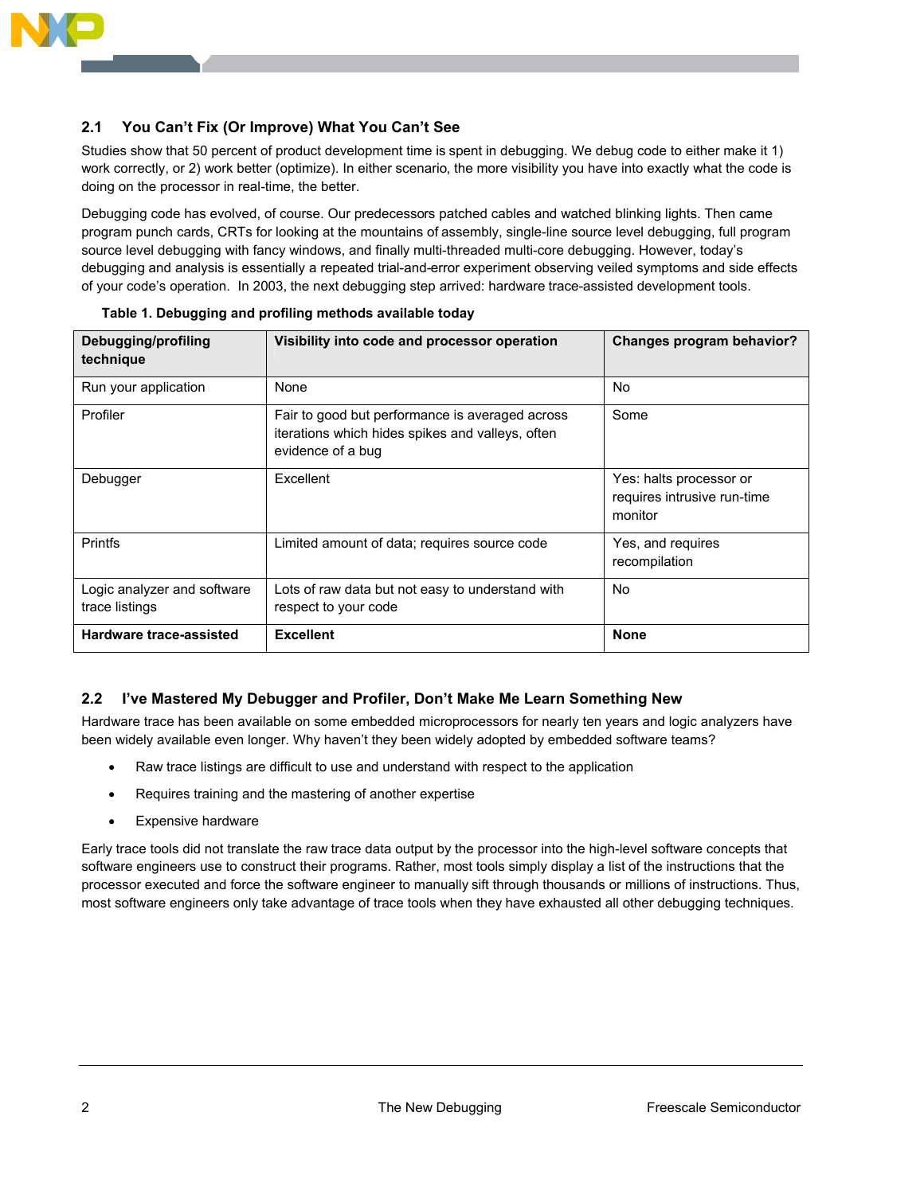## 2.1 You Can't Fix (Or Improve) What You Can't See

Studies show that 50 percent of product development time is spent in debugging. We debug code to either make it 1) work correctly, or 2) work better (optimize). In either scenario, the more visibility you have into exactly what the code is doing on the processor in real-time, the better.

Debugging code has evolved, of course. Our predecessors patched cables and watched blinking lights. Then came program punch cards, CRTs for looking at the mountains of assembly, single-line source level debugging, full program source level debugging with fancy windows, and finally multi-threaded multi-core debugging. However, today's debugging and analysis is essentially a repeated trial-and-error experiment observing veiled symptoms and side effects of your code's operation. In 2003, the next debugging step arrived: hardware trace-assisted development tools.

**Table 1. Debugging and profiling methods available today**

| Debugging/profiling technique | Visibility into code and processor operation | Changes program behavior? |
|---|---|---|
| Run your application | None | No |
| Profiler | Fair to good but performance is averaged across iterations which hides spikes and valleys, often evidence of a bug | Some |
| Debugger | Excellent | Yes: halts processor or requires intrusive run-time monitor |
| Printfs | Limited amount of data; requires source code | Yes, and requires recompilation |
| Logic analyzer and software trace listings | Lots of raw data but not easy to understand with respect to your code | No |
| **Hardware trace-assisted** | **Excellent** | **None** |

## 2.2 I've Mastered My Debugger and Profiler, Don't Make Me Learn Something New

Hardware trace has been available on some embedded microprocessors for nearly ten years and logic analyzers have been widely available even longer. Why haven't they been widely adopted by embedded software teams?

- Raw trace listings are difficult to use and understand with respect to the application
- Requires training and the mastering of another expertise
- Expensive hardware

Early trace tools did not translate the raw trace data output by the processor into the high-level software concepts that software engineers use to construct their programs. Rather, most tools simply display a list of the instructions that the processor executed and force the software engineer to manually sift through thousands or millions of instructions. Thus, most software engineers only take advantage of trace tools when they have exhausted all other debugging techniques.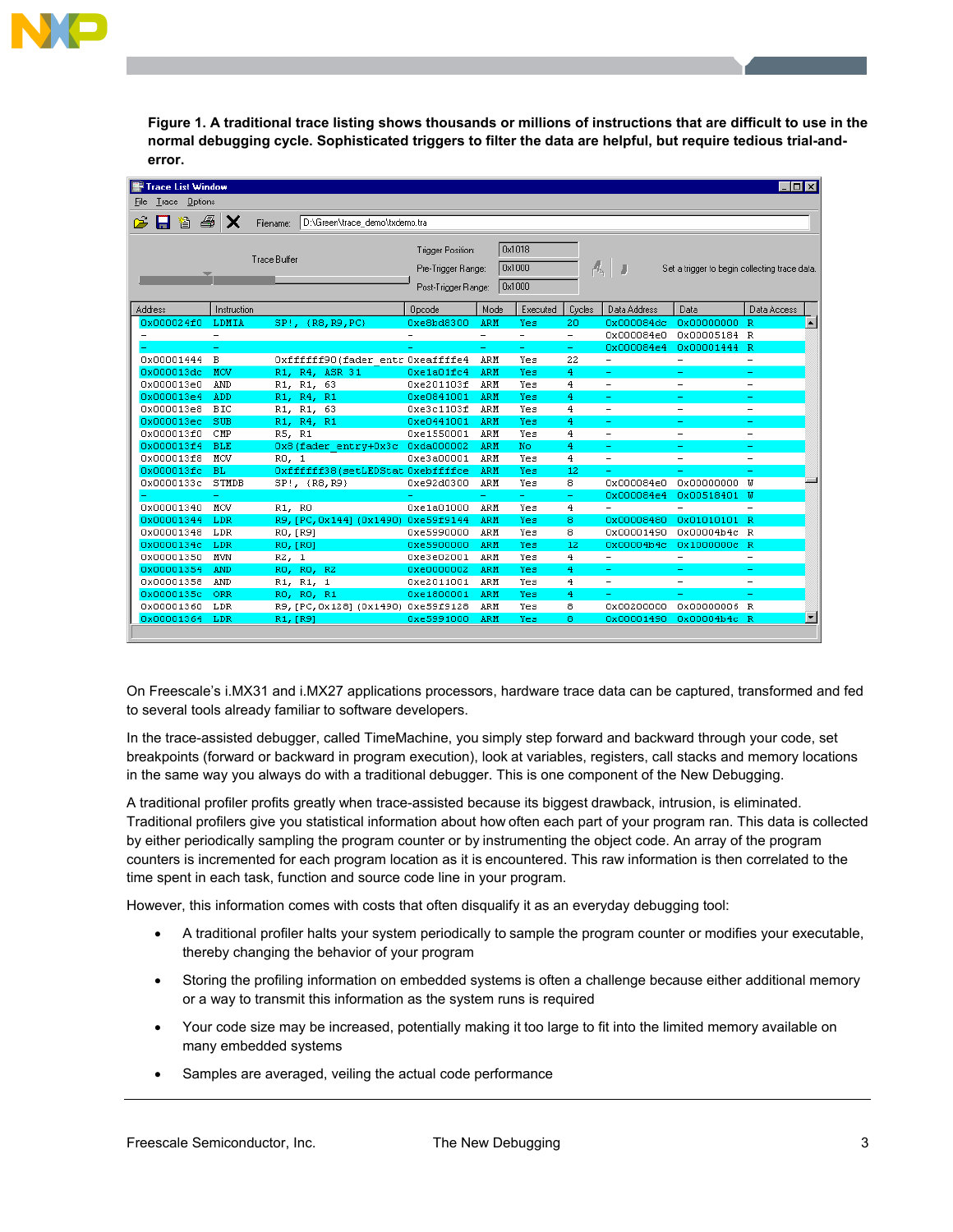**Figure 1. A traditional trace listing shows thousands or millions of instructions that are difficult to use in the normal debugging cycle. Sophisticated triggers to filter the data are helpful, but require tedious trial-and-error.**

| Address | Instruction | | Opcode | Mode | Executed | Cycles | Data Address | Data | Data Access |
|---|---|---|---|---|---|---|---|---|---|
| 0x000024f0 | LDMIA | SP!, {R8,R9,PC} | 0xe8bd8300 | ARM | Yes | 20 | 0x000084dc | 0x00000000 | R |
| – | – | | – | – | – | – | 0x000084e0 | 0x00005184 | R |
| – | – | | – | – | – | – | 0x000084e4 | 0x00001444 | R |
| 0x00001444 | B | 0xfffff90(fader_entr | 0xeafffe4 | ARM | Yes | 22 | – | – | – |
| 0x000013dc | MOV | R1, R4, ASR 31 | 0xe1a01fc4 | ARM | Yes | 4 | – | – | – |
| 0x000013e0 | AND | R1, R1, 63 | 0xe201103f | ARM | Yes | 4 | – | – | – |
| 0x000013e4 | ADD | R1, R4, R1 | 0xe0841001 | ARM | Yes | 4 | – | – | – |
| 0x000013e8 | BIC | R1, R1, 63 | 0xe3c1103f | ARM | Yes | 4 | – | – | – |
| 0x000013ec | SUB | R1, R4, R1 | 0xe0441001 | ARM | Yes | 4 | – | – | – |
| 0x000013f0 | CMP | R5, R1 | 0xe1550001 | ARM | Yes | 4 | – | – | – |
| 0x000013f4 | BLE | 0x8(fader_entry+0x3c | 0xda000002 | ARM | No | 4 | – | – | – |
| 0x000013f8 | MOV | R0, 1 | 0xe3a00001 | ARM | Yes | 4 | – | – | – |
| 0x000013fc | BL | 0xfffff38(setLEDStat | 0xebffffce | ARM | Yes | 12 | – | – | – |
| 0x0000133c | STMDB | SP!, {R8,R9} | 0xe92d0300 | ARM | Yes | 8 | 0x000084e0 | 0x00000000 | W |
| – | – | | – | – | – | – | 0x000084e4 | 0x00518401 | W |
| 0x00001340 | MOV | R1, R0 | 0xe1a01000 | ARM | Yes | 4 | – | – | – |
| 0x00001344 | LDR | R9, [PC,0x144] (0x1490) | 0xe59f9144 | ARM | Yes | 8 | 0x00008480 | 0x01010101 | R |
| 0x00001348 | LDR | R0, [R9] | 0xe5990000 | ARM | Yes | 8 | 0x00001490 | 0x00004b4c | R |
| 0x0000134c | LDR | R0, [R0] | 0xe5900000 | ARM | Yes | 12 | 0x00004b4c | 0x1000000c | R |
| 0x00001350 | MVN | R2, 1 | 0xe3e02001 | ARM | Yes | 4 | – | – | – |
| 0x00001354 | AND | R0, R0, R2 | 0xe0000002 | ARM | Yes | 4 | – | – | – |
| 0x00001358 | AND | R1, R1, 1 | 0xe2011001 | ARM | Yes | 4 | – | – | – |
| 0x0000135c | ORR | R0, R0, R1 | 0xe1800001 | ARM | Yes | 4 | – | – | – |
| 0x00001360 | LDR | R9, [PC,0x128] (0x1490) | 0xe59f9128 | ARM | Yes | 8 | 0x00200000 | 0x00000006 | R |
| 0x00001364 | LDR | R1, [R9] | 0xe5991000 | ARM | Yes | 8 | 0x00001490 | 0x00004b4c | R |

On Freescale's i.MX31 and i.MX27 applications processors, hardware trace data can be captured, transformed and fed to several tools already familiar to software developers.

In the trace-assisted debugger, called TimeMachine, you simply step forward and backward through your code, set breakpoints (forward or backward in program execution), look at variables, registers, call stacks and memory locations in the same way you always do with a traditional debugger. This is one component of the New Debugging.

A traditional profiler profits greatly when trace-assisted because its biggest drawback, intrusion, is eliminated. Traditional profilers give you statistical information about how often each part of your program ran. This data is collected by either periodically sampling the program counter or by instrumenting the object code. An array of the program counters is incremented for each program location as it is encountered. This raw information is then correlated to the time spent in each task, function and source code line in your program.

However, this information comes with costs that often disqualify it as an everyday debugging tool:

- A traditional profiler halts your system periodically to sample the program counter or modifies your executable, thereby changing the behavior of your program
- Storing the profiling information on embedded systems is often a challenge because either additional memory or a way to transmit this information as the system runs is required
- Your code size may be increased, potentially making it too large to fit into the limited memory available on many embedded systems
- Samples are averaged, veiling the actual code performance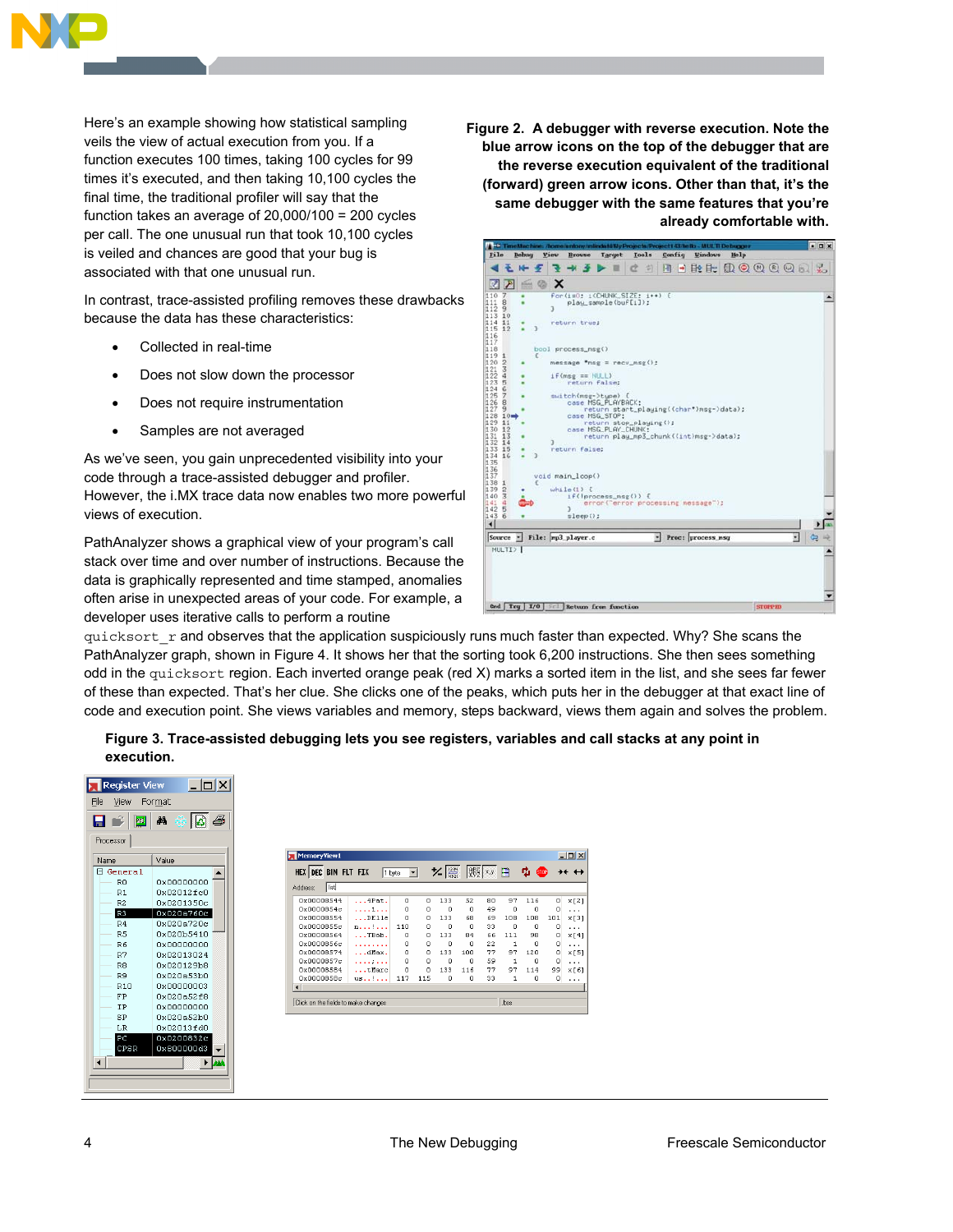Here's an example showing how statistical sampling veils the view of actual execution from you. If a function executes 100 times, taking 100 cycles for 99 times it's executed, and then taking 10,100 cycles the final time, the traditional profiler will say that the function takes an average of 20,000/100 = 200 cycles per call. The one unusual run that took 10,100 cycles is veiled and chances are good that your bug is associated with that one unusual run.

In contrast, trace-assisted profiling removes these drawbacks because the data has these characteristics:

- Collected in real-time
- Does not slow down the processor
- Does not require instrumentation
- Samples are not averaged

As we've seen, you gain unprecedented visibility into your code through a trace-assisted debugger and profiler. However, the i.MX trace data now enables two more powerful views of execution.

PathAnalyzer shows a graphical view of your program's call stack over time and over number of instructions. Because the data is graphically represented and time stamped, anomalies often arise in unexpected areas of your code. For example, a developer uses iterative calls to perform a routine `quicksort_r` and observes that the application suspiciously runs much faster than expected. Why? She scans the PathAnalyzer graph, shown in Figure 4. It shows her that the sorting took 6,200 instructions. She then sees something odd in the `quicksort` region. Each inverted orange peak (red X) marks a sorted item in the list, and she sees far fewer of these than expected. That's her clue. She clicks one of the peaks, which puts her in the debugger at that exact line of code and execution point. She views variables and memory, steps backward, views them again and solves the problem.

**Figure 2. A debugger with reverse execution. Note the blue arrow icons on the top of the debugger that are the reverse execution equivalent of the traditional (forward) green arrow icons. Other than that, it's the same debugger with the same features that you're already comfortable with.**

**Figure 3. Trace-assisted debugging lets you see registers, variables and call stacks at any point in execution.**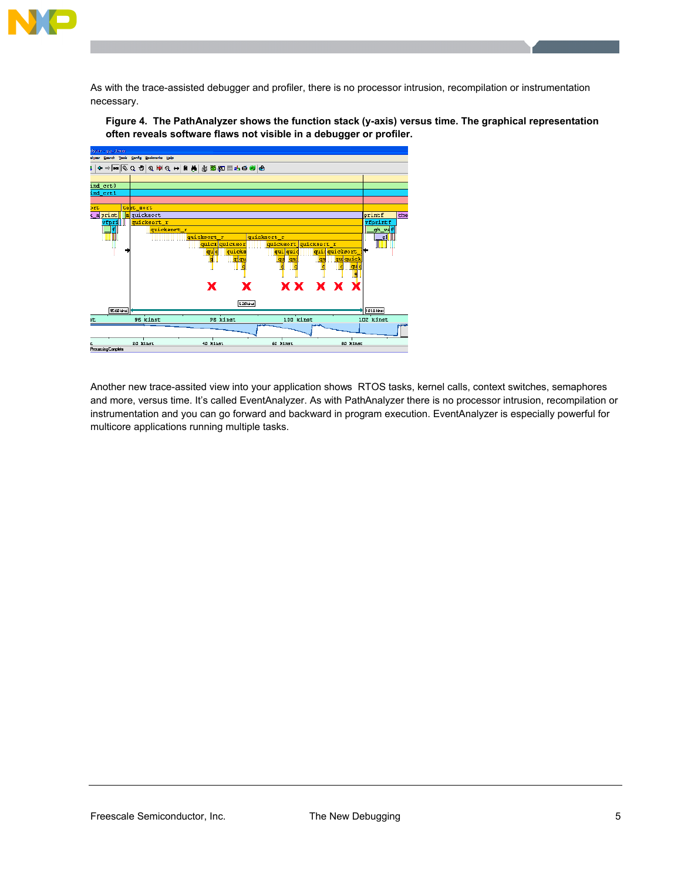As with the trace-assisted debugger and profiler, there is no processor intrusion, recompilation or instrumentation necessary.

**Figure 4. The PathAnalyzer shows the function stack (y-axis) versus time. The graphical representation often reveals software flaws not visible in a debugger or profiler.**

Another new trace-assited view into your application shows RTOS tasks, kernel calls, context switches, semaphores and more, versus time. It's called EventAnalyzer. As with PathAnalyzer there is no processor intrusion, recompilation or instrumentation and you can go forward and backward in program execution. EventAnalyzer is especially powerful for multicore applications running multiple tasks.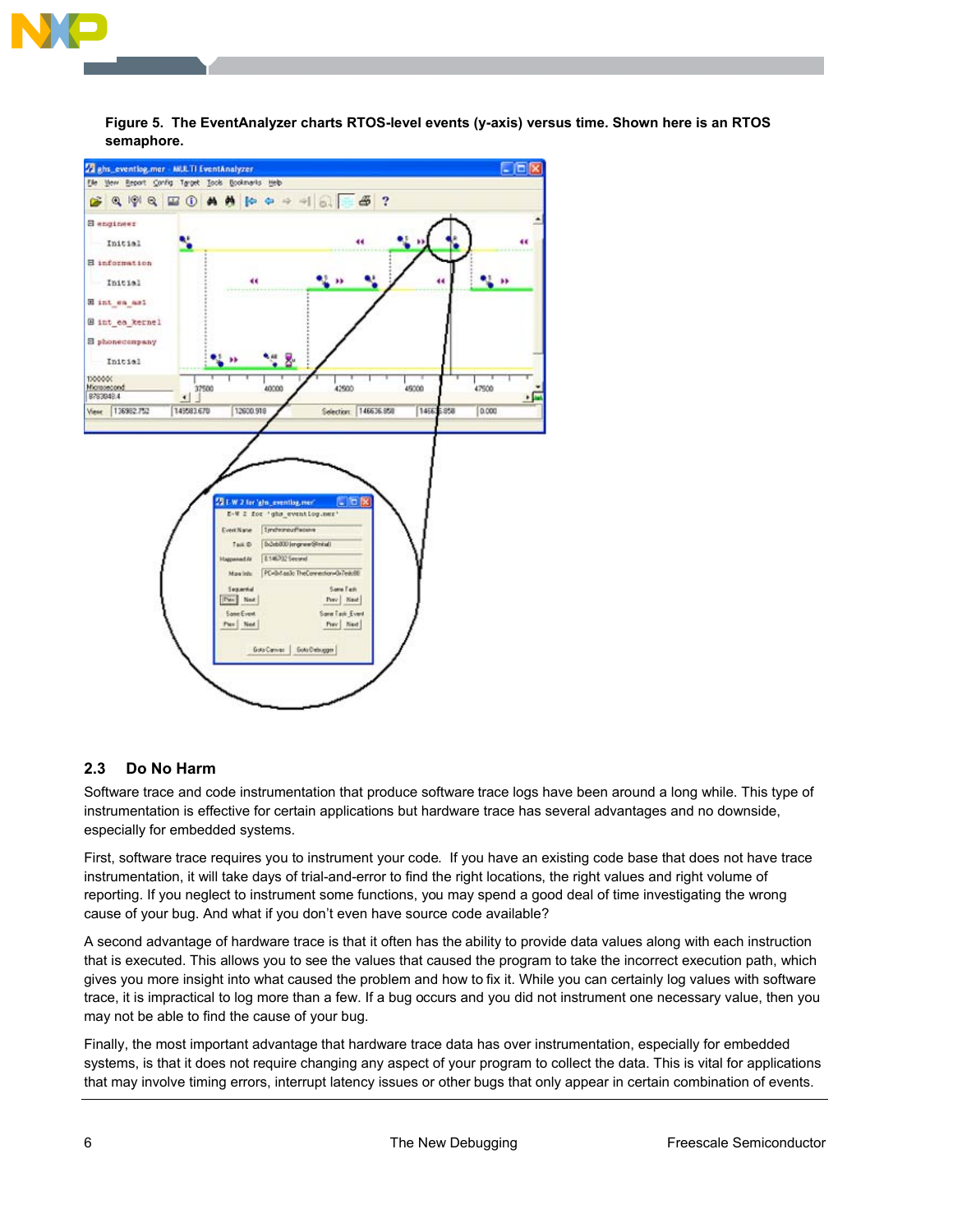**Figure 5. The EventAnalyzer charts RTOS-level events (y-axis) versus time. Shown here is an RTOS semaphore.**

## 2.3 Do No Harm

Software trace and code instrumentation that produce software trace logs have been around a long while. This type of instrumentation is effective for certain applications but hardware trace has several advantages and no downside, especially for embedded systems.

First, software trace requires you to instrument your code. If you have an existing code base that does not have trace instrumentation, it will take days of trial-and-error to find the right locations, the right values and right volume of reporting. If you neglect to instrument some functions, you may spend a good deal of time investigating the wrong cause of your bug. And what if you don't even have source code available?

A second advantage of hardware trace is that it often has the ability to provide data values along with each instruction that is executed. This allows you to see the values that caused the program to take the incorrect execution path, which gives you more insight into what caused the problem and how to fix it. While you can certainly log values with software trace, it is impractical to log more than a few. If a bug occurs and you did not instrument one necessary value, then you may not be able to find the cause of your bug.

Finally, the most important advantage that hardware trace data has over instrumentation, especially for embedded systems, is that it does not require changing any aspect of your program to collect the data. This is vital for applications that may involve timing errors, interrupt latency issues or other bugs that only appear in certain combination of events.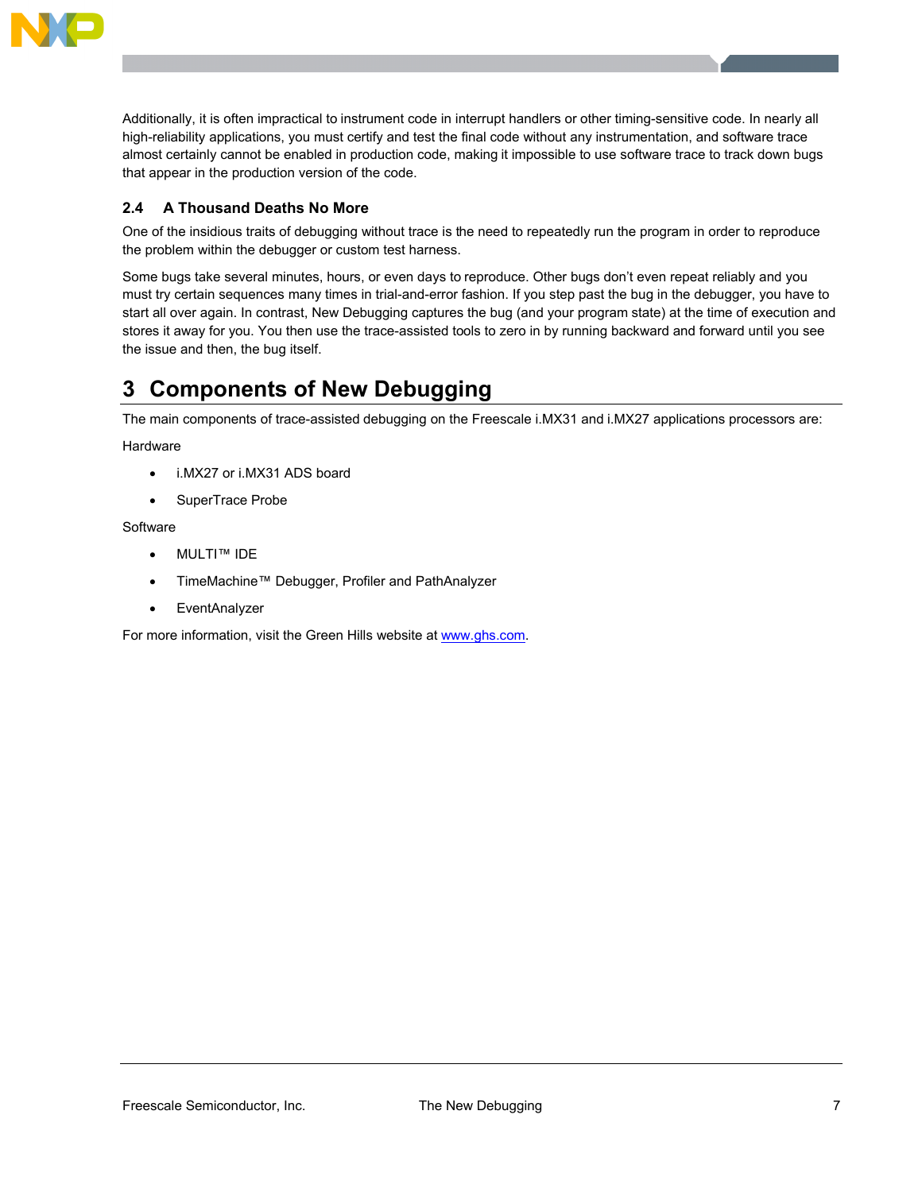Additionally, it is often impractical to instrument code in interrupt handlers or other timing-sensitive code. In nearly all high-reliability applications, you must certify and test the final code without any instrumentation, and software trace almost certainly cannot be enabled in production code, making it impossible to use software trace to track down bugs that appear in the production version of the code.

### 2.4 A Thousand Deaths No More

One of the insidious traits of debugging without trace is the need to repeatedly run the program in order to reproduce the problem within the debugger or custom test harness.

Some bugs take several minutes, hours, or even days to reproduce. Other bugs don't even repeat reliably and you must try certain sequences many times in trial-and-error fashion. If you step past the bug in the debugger, you have to start all over again. In contrast, New Debugging captures the bug (and your program state) at the time of execution and stores it away for you. You then use the trace-assisted tools to zero in by running backward and forward until you see the issue and then, the bug itself.

## 3 Components of New Debugging

The main components of trace-assisted debugging on the Freescale i.MX31 and i.MX27 applications processors are:

Hardware

- i.MX27 or i.MX31 ADS board
- SuperTrace Probe

Software

- MULTI™ IDE
- TimeMachine™ Debugger, Profiler and PathAnalyzer
- EventAnalyzer

For more information, visit the Green Hills website at www.ghs.com.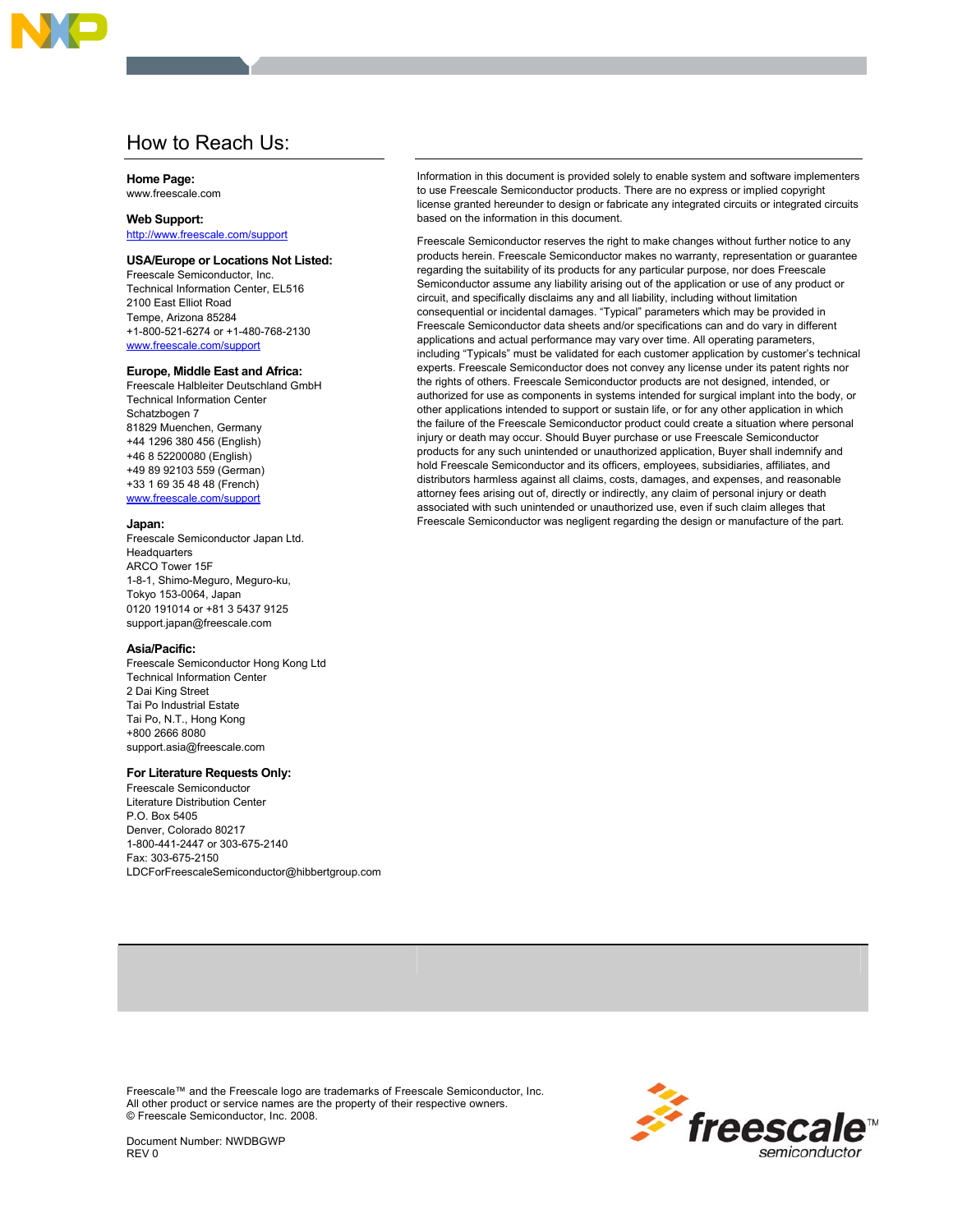## How to Reach Us:

**Home Page:**
www.freescale.com

**Web Support:**
http://www.freescale.com/support

**USA/Europe or Locations Not Listed:**
Freescale Semiconductor, Inc.
Technical Information Center, EL516
2100 East Elliot Road
Tempe, Arizona 85284
+1-800-521-6274 or +1-480-768-2130
www.freescale.com/support

**Europe, Middle East and Africa:**
Freescale Halbleiter Deutschland GmbH
Technical Information Center
Schatzbogen 7
81829 Muenchen, Germany
+44 1296 380 456 (English)
+46 8 52200080 (English)
+49 89 92103 559 (German)
+33 1 69 35 48 48 (French)
www.freescale.com/support

**Japan:**
Freescale Semiconductor Japan Ltd.
Headquarters
ARCO Tower 15F
1-8-1, Shimo-Meguro, Meguro-ku,
Tokyo 153-0064, Japan
0120 191014 or +81 3 5437 9125
support.japan@freescale.com

**Asia/Pacific:**
Freescale Semiconductor Hong Kong Ltd
Technical Information Center
2 Dai King Street
Tai Po Industrial Estate
Tai Po, N.T., Hong Kong
+800 2666 8080
support.asia@freescale.com

**For Literature Requests Only:**
Freescale Semiconductor
Literature Distribution Center
P.O. Box 5405
Denver, Colorado 80217
1-800-441-2447 or 303-675-2140
Fax: 303-675-2150
LDCForFreescaleSemiconductor@hibbertgroup.com

Information in this document is provided solely to enable system and software implementers to use Freescale Semiconductor products. There are no express or implied copyright license granted hereunder to design or fabricate any integrated circuits or integrated circuits based on the information in this document.

Freescale Semiconductor reserves the right to make changes without further notice to any products herein. Freescale Semiconductor makes no warranty, representation or guarantee regarding the suitability of its products for any particular purpose, nor does Freescale Semiconductor assume any liability arising out of the application or use of any product or circuit, and specifically disclaims any and all liability, including without limitation consequential or incidental damages. "Typical" parameters which may be provided in Freescale Semiconductor data sheets and/or specifications can and do vary in different applications and actual performance may vary over time. All operating parameters, including "Typicals" must be validated for each customer application by customer's technical experts. Freescale Semiconductor does not convey any license under its patent rights nor the rights of others. Freescale Semiconductor products are not designed, intended, or authorized for use as components in systems intended for surgical implant into the body, or other applications intended to support or sustain life, or for any other application in which the failure of the Freescale Semiconductor product could create a situation where personal injury or death may occur. Should Buyer purchase or use Freescale Semiconductor products for any such unintended or unauthorized application, Buyer shall indemnify and hold Freescale Semiconductor and its officers, employees, subsidiaries, affiliates, and distributors harmless against all claims, costs, damages, and expenses, and reasonable attorney fees arising out of, directly or indirectly, any claim of personal injury or death associated with such unintended or unauthorized use, even if such claim alleges that Freescale Semiconductor was negligent regarding the design or manufacture of the part.

Freescale™ and the Freescale logo are trademarks of Freescale Semiconductor, Inc.
All other product or service names are the property of their respective owners.
© Freescale Semiconductor, Inc. 2008.

Document Number: NWDBGWP
REV 0